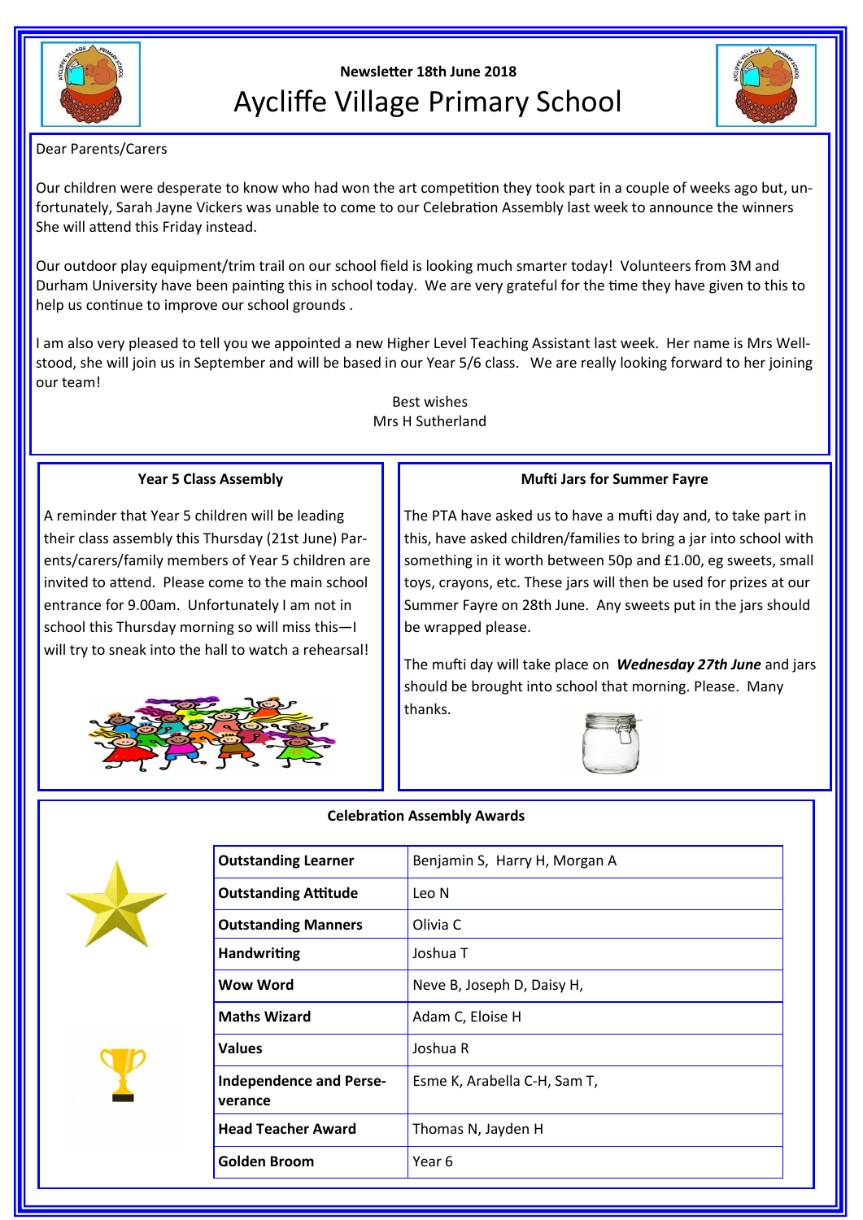Newsletter 18th June 2018

# Aycliffe Village Primary School

Dear Parents/Carers

Our children were desperate to know who had won the art competition they took part in a couple of weeks ago but, unfortunately, Sarah Jayne Vickers was unable to come to our Celebration Assembly last week to announce the winners She will attend this Friday instead.

Our outdoor play equipment/trim trail on our school field is looking much smarter today! Volunteers from 3M and Durham University have been painting this in school today. We are very grateful for the time they have given to this to help us continue to improve our school grounds .

I am also very pleased to tell you we appointed a new Higher Level Teaching Assistant last week. Her name is Mrs Wellstood, she will join us in September and will be based in our Year 5/6 class. We are really looking forward to her joining our team!

Best wishes
Mrs H Sutherland

### Year 5 Class Assembly

A reminder that Year 5 children will be leading their class assembly this Thursday (21st June) Parents/carers/family members of Year 5 children are invited to attend. Please come to the main school entrance for 9.00am. Unfortunately I am not in school this Thursday morning so will miss this—I will try to sneak into the hall to watch a rehearsal!

### Mufti Jars for Summer Fayre

The PTA have asked us to have a mufti day and, to take part in this, have asked children/families to bring a jar into school with something in it worth between 50p and £1.00, eg sweets, small toys, crayons, etc. These jars will then be used for prizes at our Summer Fayre on 28th June. Any sweets put in the jars should be wrapped please.

The mufti day will take place on ***Wednesday 27th June*** and jars should be brought into school that morning. Please. Many thanks.

### Celebration Assembly Awards

| Award | Winners |
|---|---|
| **Outstanding Learner** | Benjamin S, Harry H, Morgan A |
| **Outstanding Attitude** | Leo N |
| **Outstanding Manners** | Olivia C |
| **Handwriting** | Joshua T |
| **Wow Word** | Neve B, Joseph D, Daisy H, |
| **Maths Wizard** | Adam C, Eloise H |
| **Values** | Joshua R |
| **Independence and Perseverance** | Esme K, Arabella C-H, Sam T, |
| **Head Teacher Award** | Thomas N, Jayden H |
| **Golden Broom** | Year 6 |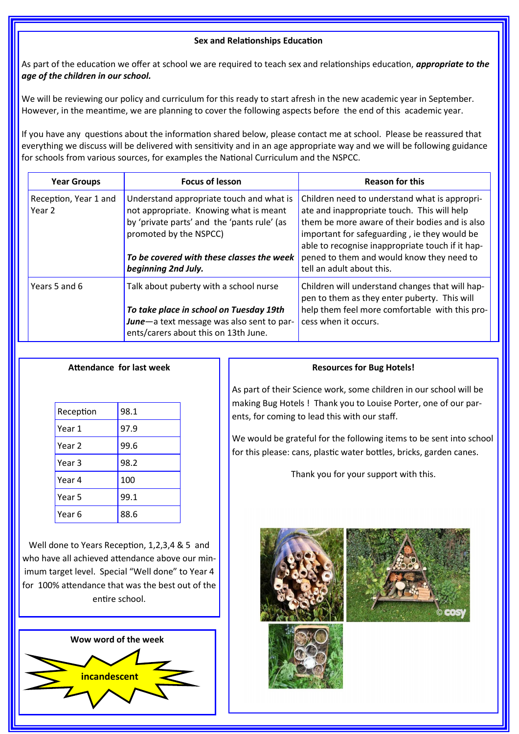## Sex and Relationships Education

As part of the education we offer at school we are required to teach sex and relationships education, ***appropriate to the age of the children in our school.***

We will be reviewing our policy and curriculum for this ready to start afresh in the new academic year in September. However, in the meantime, we are planning to cover the following aspects before the end of this academic year.

If you have any questions about the information shared below, please contact me at school. Please be reassured that everything we discuss will be delivered with sensitivity and in an age appropriate way and we will be following guidance for schools from various sources, for examples the National Curriculum and the NSPCC.

| Year Groups | Focus of lesson | Reason for this |
|---|---|---|
| Reception, Year 1 and Year 2 | Understand appropriate touch and what is not appropriate. Knowing what is meant by 'private parts' and the 'pants rule' (as promoted by the NSPCC)<br><br>***To be covered with these classes the week beginning 2nd July.*** | Children need to understand what is appropriate and inappropriate touch. This will help them be more aware of their bodies and is also important for safeguarding , ie they would be able to recognise inappropriate touch if it happened to them and would know they need to tell an adult about this. |
| Years 5 and 6 | Talk about puberty with a school nurse<br><br>***To take place in school on Tuesday 19th June***—a text message was also sent to parents/carers about this on 13th June. | Children will understand changes that will happen to them as they enter puberty. This will help them feel more comfortable with this process when it occurs. |

## Attendance for last week

| Reception | 98.1 |
|---|---|
| Year 1 | 97.9 |
| Year 2 | 99.6 |
| Year 3 | 98.2 |
| Year 4 | 100 |
| Year 5 | 99.1 |
| Year 6 | 88.6 |

Well done to Years Reception, 1,2,3,4 & 5 and who have all achieved attendance above our minimum target level. Special "Well done" to Year 4 for 100% attendance that was the best out of the entire school.

## Wow word of the week

**incandescent**

## Resources for Bug Hotels!

As part of their Science work, some children in our school will be making Bug Hotels ! Thank you to Louise Porter, one of our parents, for coming to lead this with our staff.

We would be grateful for the following items to be sent into school for this please: cans, plastic water bottles, bricks, garden canes.

Thank you for your support with this.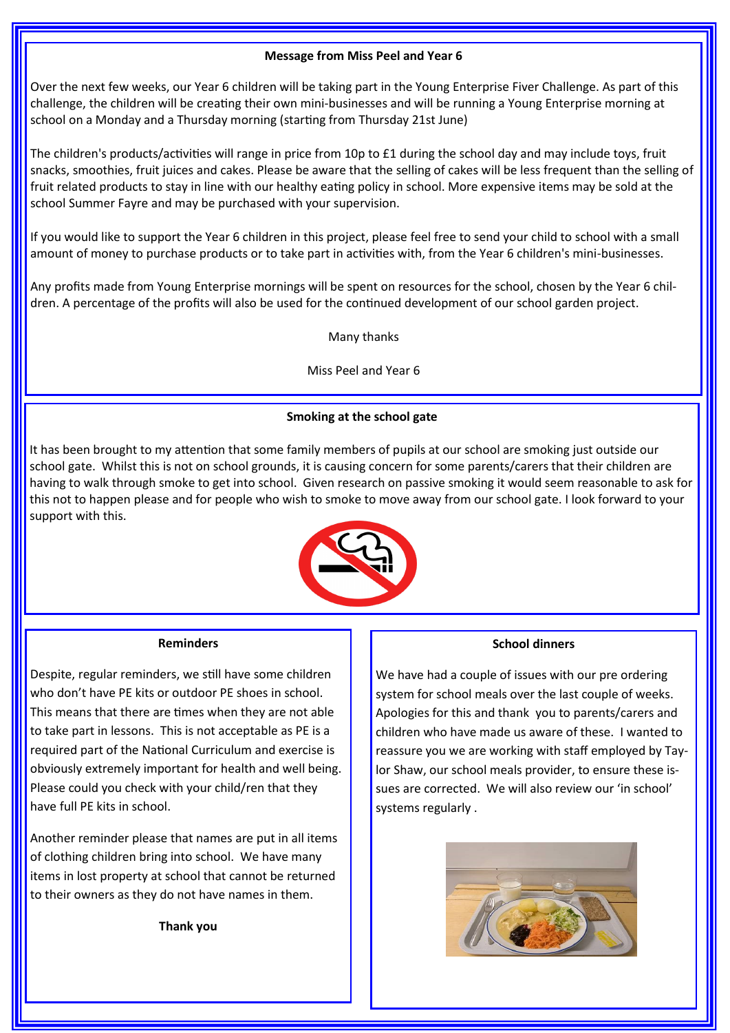## Message from Miss Peel and Year 6

Over the next few weeks, our Year 6 children will be taking part in the Young Enterprise Fiver Challenge. As part of this challenge, the children will be creating their own mini-businesses and will be running a Young Enterprise morning at school on a Monday and a Thursday morning (starting from Thursday 21st June)

The children's products/activities will range in price from 10p to £1 during the school day and may include toys, fruit snacks, smoothies, fruit juices and cakes. Please be aware that the selling of cakes will be less frequent than the selling of fruit related products to stay in line with our healthy eating policy in school. More expensive items may be sold at the school Summer Fayre and may be purchased with your supervision.

If you would like to support the Year 6 children in this project, please feel free to send your child to school with a small amount of money to purchase products or to take part in activities with, from the Year 6 children's mini-businesses.

Any profits made from Young Enterprise mornings will be spent on resources for the school, chosen by the Year 6 children. A percentage of the profits will also be used for the continued development of our school garden project.

Many thanks

Miss Peel and Year 6

## Smoking at the school gate

It has been brought to my attention that some family members of pupils at our school are smoking just outside our school gate. Whilst this is not on school grounds, it is causing concern for some parents/carers that their children are having to walk through smoke to get into school. Given research on passive smoking it would seem reasonable to ask for this not to happen please and for people who wish to smoke to move away from our school gate. I look forward to your support with this.

## Reminders

Despite, regular reminders, we still have some children who don't have PE kits or outdoor PE shoes in school. This means that there are times when they are not able to take part in lessons. This is not acceptable as PE is a required part of the National Curriculum and exercise is obviously extremely important for health and well being. Please could you check with your child/ren that they have full PE kits in school.

Another reminder please that names are put in all items of clothing children bring into school. We have many items in lost property at school that cannot be returned to their owners as they do not have names in them.

**Thank you**

## School dinners

We have had a couple of issues with our pre ordering system for school meals over the last couple of weeks. Apologies for this and thank you to parents/carers and children who have made us aware of these. I wanted to reassure you we are working with staff employed by Taylor Shaw, our school meals provider, to ensure these issues are corrected. We will also review our 'in school' systems regularly .